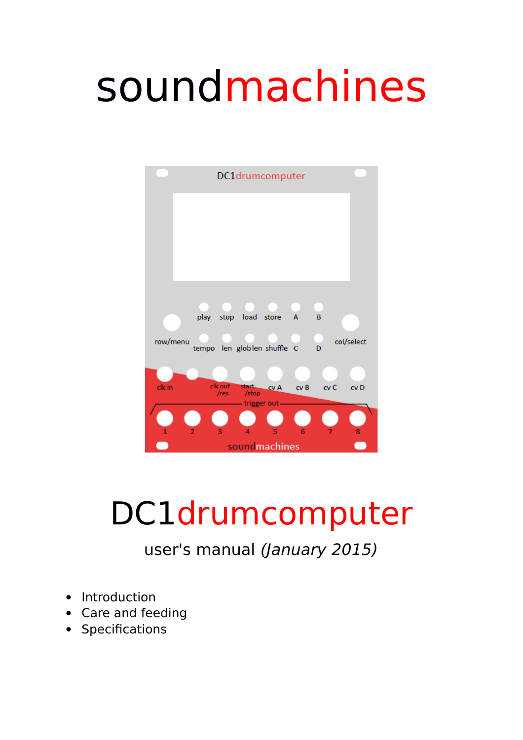# soundmachines

# DC1drumcomputer

user's manual *(January 2015)*

- Introduction
- Care and feeding
- Specifications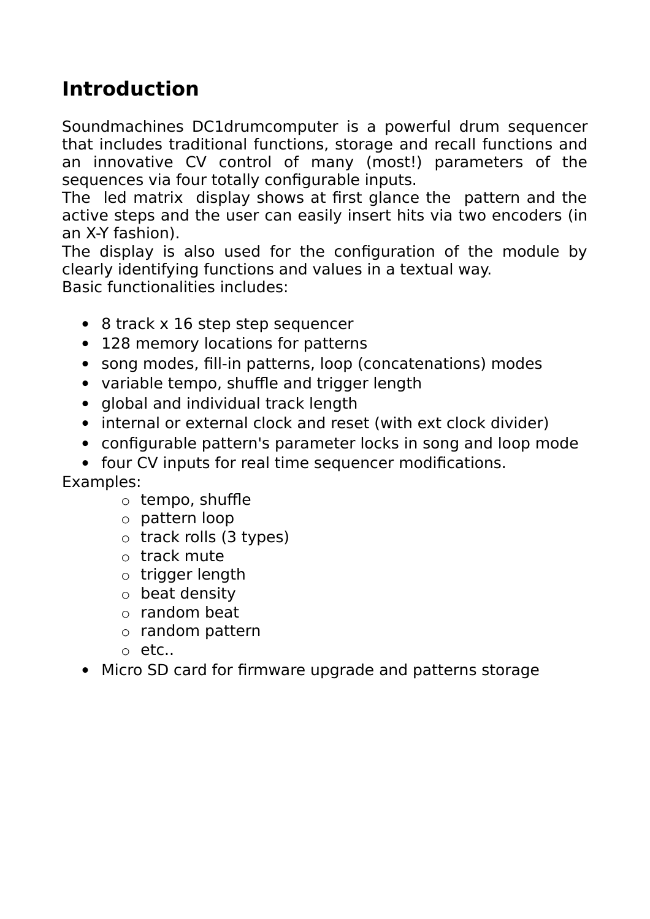# Introduction

Soundmachines DC1drumcomputer is a powerful drum sequencer that includes traditional functions, storage and recall functions and an innovative CV control of many (most!) parameters of the sequences via four totally configurable inputs.
The led matrix display shows at first glance the pattern and the active steps and the user can easily insert hits via two encoders (in an X-Y fashion).
The display is also used for the configuration of the module by clearly identifying functions and values in a textual way.
Basic functionalities includes:

- 8 track x 16 step step sequencer
- 128 memory locations for patterns
- song modes, fill-in patterns, loop (concatenations) modes
- variable tempo, shuffle and trigger length
- global and individual track length
- internal or external clock and reset (with ext clock divider)
- configurable pattern's parameter locks in song and loop mode
- four CV inputs for real time sequencer modifications.

Examples:
  - tempo, shuffle
  - pattern loop
  - track rolls (3 types)
  - track mute
  - trigger length
  - beat density
  - random beat
  - random pattern
  - etc..
- Micro SD card for firmware upgrade and patterns storage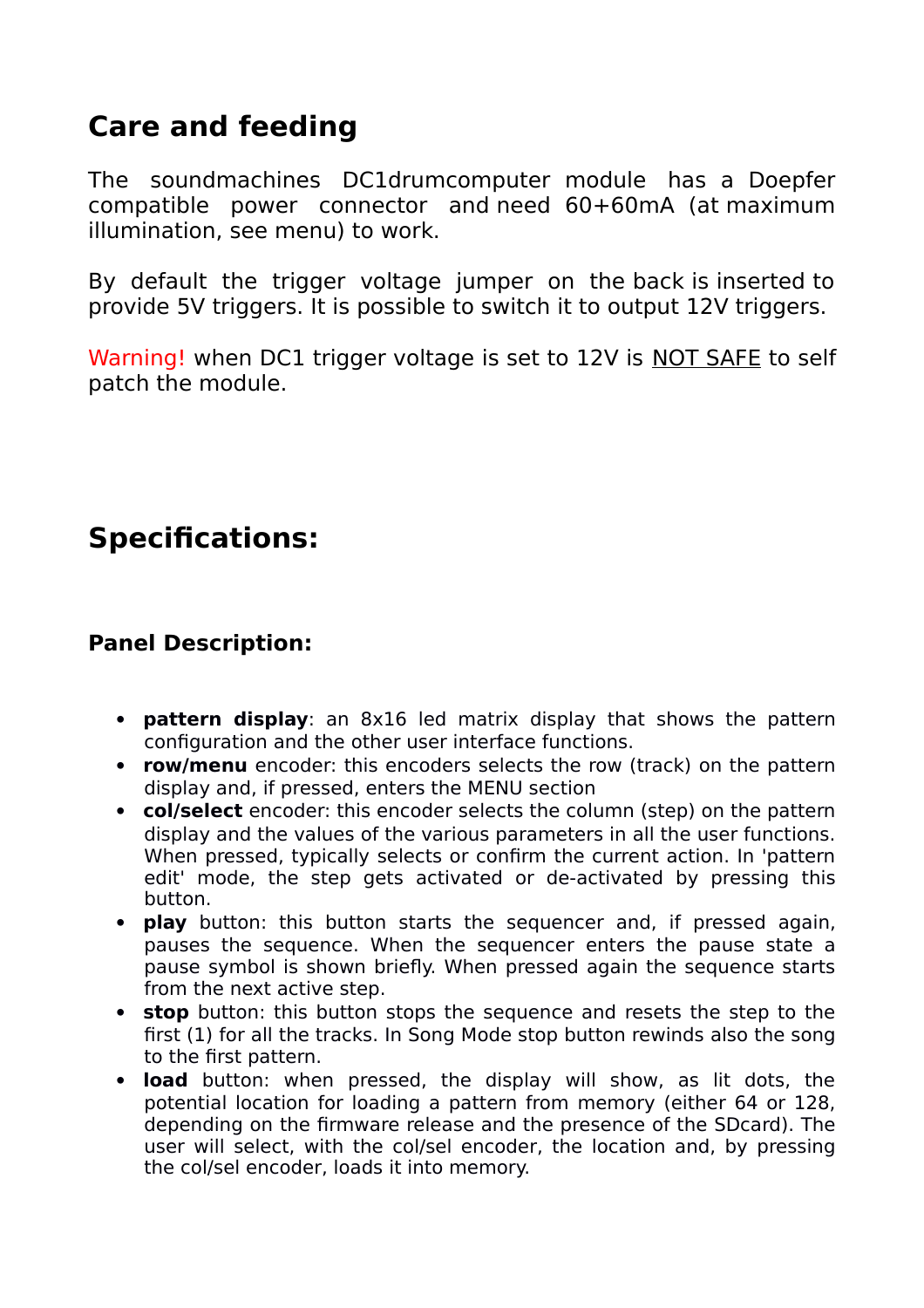## Care and feeding

The soundmachines DC1drumcomputer module has a Doepfer compatible power connector and need 60+60mA (at maximum illumination, see menu) to work.

By default the trigger voltage jumper on the back is inserted to provide 5V triggers. It is possible to switch it to output 12V triggers.

Warning! when DC1 trigger voltage is set to 12V is <u>NOT SAFE</u> to self patch the module.

## Specifications:

### Panel Description:

- **pattern display**: an 8x16 led matrix display that shows the pattern configuration and the other user interface functions.
- **row/menu** encoder: this encoders selects the row (track) on the pattern display and, if pressed, enters the MENU section
- **col/select** encoder: this encoder selects the column (step) on the pattern display and the values of the various parameters in all the user functions. When pressed, typically selects or confirm the current action. In 'pattern edit' mode, the step gets activated or de-activated by pressing this button.
- **play** button: this button starts the sequencer and, if pressed again, pauses the sequence. When the sequencer enters the pause state a pause symbol is shown briefly. When pressed again the sequence starts from the next active step.
- **stop** button: this button stops the sequence and resets the step to the first (1) for all the tracks. In Song Mode stop button rewinds also the song to the first pattern.
- **load** button: when pressed, the display will show, as lit dots, the potential location for loading a pattern from memory (either 64 or 128, depending on the firmware release and the presence of the SDcard). The user will select, with the col/sel encoder, the location and, by pressing the col/sel encoder, loads it into memory.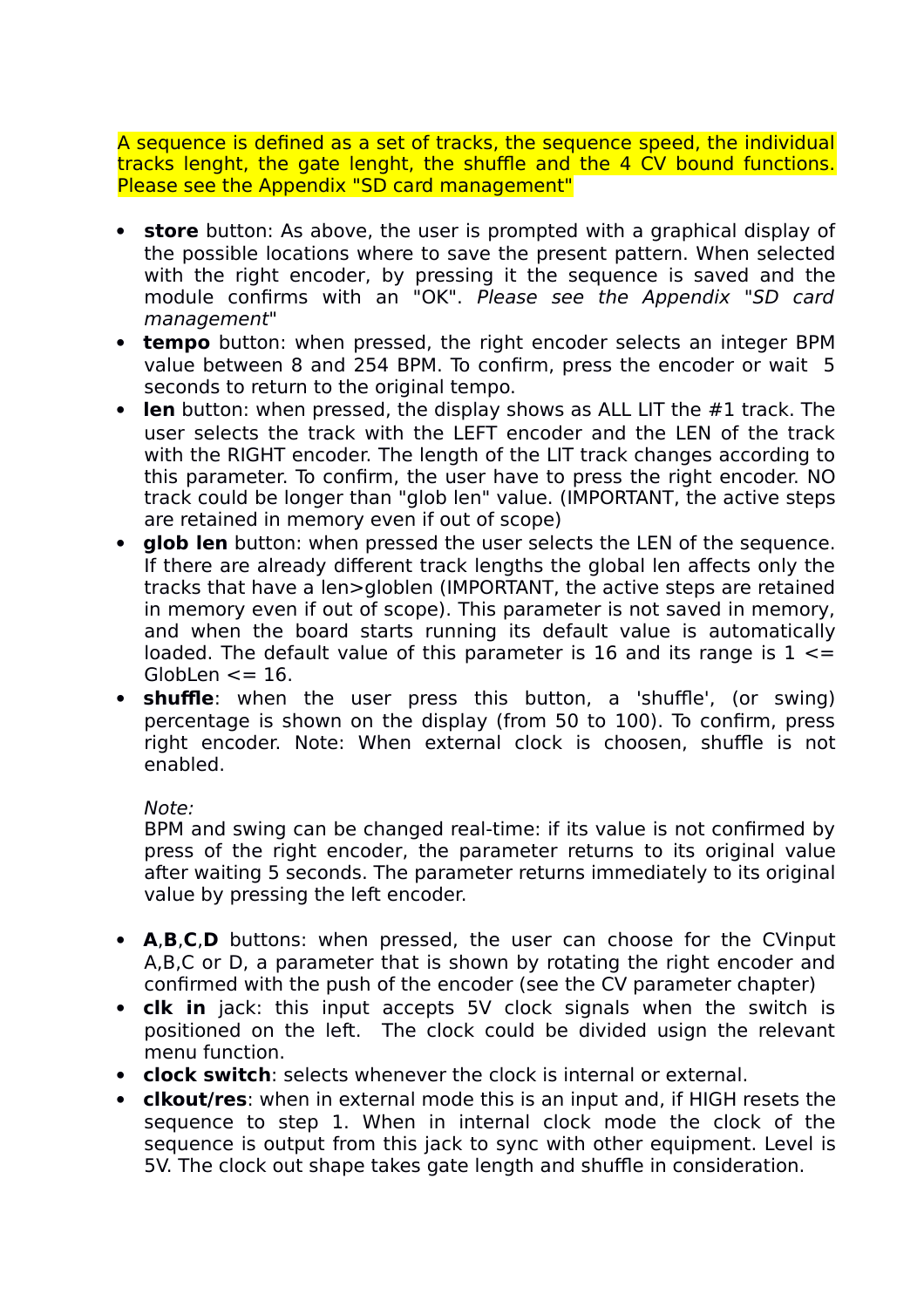A sequence is defined as a set of tracks, the sequence speed, the individual tracks lenght, the gate lenght, the shuffle and the 4 CV bound functions. Please see the Appendix "SD card management"

- **store** button: As above, the user is prompted with a graphical display of the possible locations where to save the present pattern. When selected with the right encoder, by pressing it the sequence is saved and the module confirms with an "OK". *Please see the Appendix "SD card management*"
- **tempo** button: when pressed, the right encoder selects an integer BPM value between 8 and 254 BPM. To confirm, press the encoder or wait 5 seconds to return to the original tempo.
- **len** button: when pressed, the display shows as ALL LIT the #1 track. The user selects the track with the LEFT encoder and the LEN of the track with the RIGHT encoder. The length of the LIT track changes according to this parameter. To confirm, the user have to press the right encoder. NO track could be longer than "glob len" value. (IMPORTANT, the active steps are retained in memory even if out of scope)
- **glob len** button: when pressed the user selects the LEN of the sequence. If there are already different track lengths the global len affects only the tracks that have a len>globlen (IMPORTANT, the active steps are retained in memory even if out of scope). This parameter is not saved in memory, and when the board starts running its default value is automatically loaded. The default value of this parameter is 16 and its range is 1 <= GlobLen <= 16.
- **shuffle**: when the user press this button, a 'shuffle', (or swing) percentage is shown on the display (from 50 to 100). To confirm, press right encoder. Note: When external clock is choosen, shuffle is not enabled.

  *Note:*
  BPM and swing can be changed real-time: if its value is not confirmed by press of the right encoder, the parameter returns to its original value after waiting 5 seconds. The parameter returns immediately to its original value by pressing the left encoder.

- **A**,**B**,**C**,**D** buttons: when pressed, the user can choose for the CVinput A,B,C or D, a parameter that is shown by rotating the right encoder and confirmed with the push of the encoder (see the CV parameter chapter)
- **clk in** jack: this input accepts 5V clock signals when the switch is positioned on the left. The clock could be divided usign the relevant menu function.
- **clock switch**: selects whenever the clock is internal or external.
- **clkout/res**: when in external mode this is an input and, if HIGH resets the sequence to step 1. When in internal clock mode the clock of the sequence is output from this jack to sync with other equipment. Level is 5V. The clock out shape takes gate length and shuffle in consideration.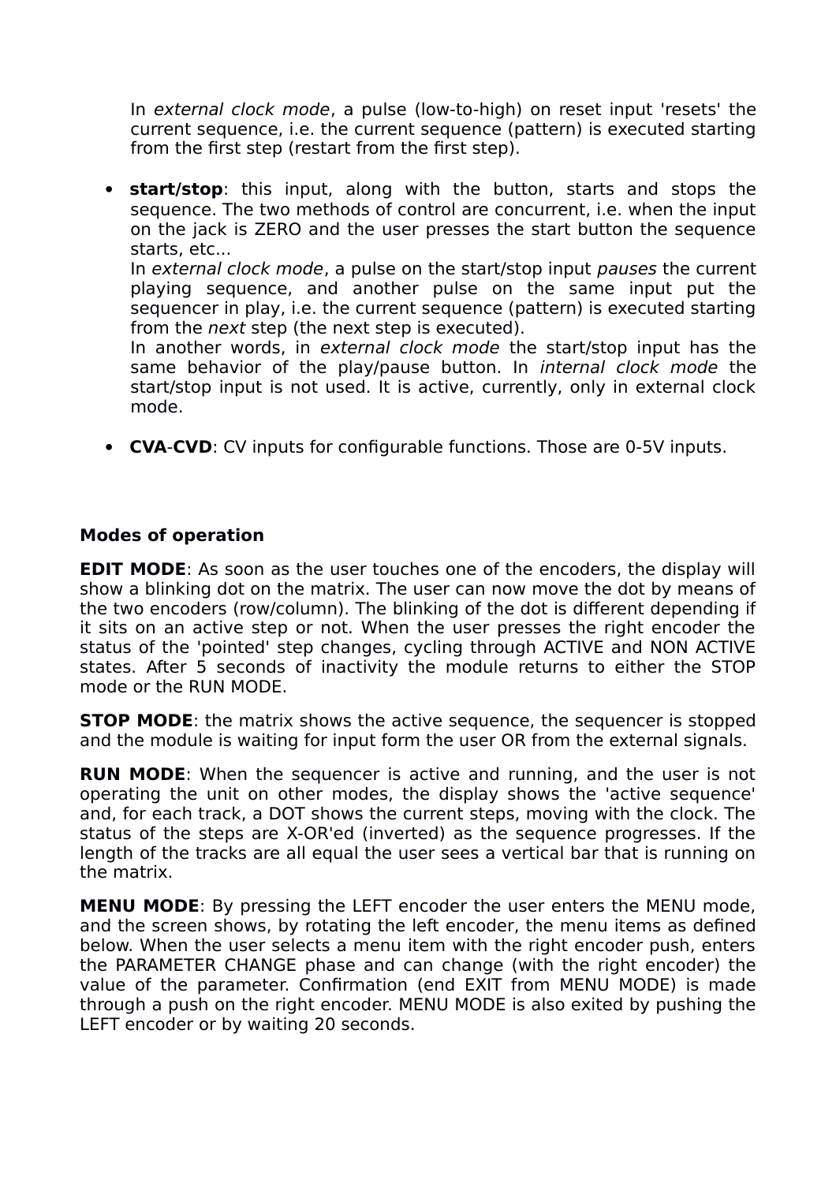In *external clock mode*, a pulse (low-to-high) on reset input 'resets' the current sequence, i.e. the current sequence (pattern) is executed starting from the first step (restart from the first step).

- **start/stop**: this input, along with the button, starts and stops the sequence. The two methods of control are concurrent, i.e. when the input on the jack is ZERO and the user presses the start button the sequence starts, etc...
  In *external clock mode*, a pulse on the start/stop input *pauses* the current playing sequence, and another pulse on the same input put the sequencer in play, i.e. the current sequence (pattern) is executed starting from the *next* step (the next step is executed).
  In another words, in *external clock mode* the start/stop input has the same behavior of the play/pause button. In *internal clock mode* the start/stop input is not used. It is active, currently, only in external clock mode.

- **CVA**-**CVD**: CV inputs for configurable functions. Those are 0-5V inputs.

**Modes of operation**

**EDIT MODE**: As soon as the user touches one of the encoders, the display will show a blinking dot on the matrix. The user can now move the dot by means of the two encoders (row/column). The blinking of the dot is different depending if it sits on an active step or not. When the user presses the right encoder the status of the 'pointed' step changes, cycling through ACTIVE and NON ACTIVE states. After 5 seconds of inactivity the module returns to either the STOP mode or the RUN MODE.

**STOP MODE**: the matrix shows the active sequence, the sequencer is stopped and the module is waiting for input form the user OR from the external signals.

**RUN MODE**: When the sequencer is active and running, and the user is not operating the unit on other modes, the display shows the 'active sequence' and, for each track, a DOT shows the current steps, moving with the clock. The status of the steps are X-OR'ed (inverted) as the sequence progresses. If the length of the tracks are all equal the user sees a vertical bar that is running on the matrix.

**MENU MODE**: By pressing the LEFT encoder the user enters the MENU mode, and the screen shows, by rotating the left encoder, the menu items as defined below. When the user selects a menu item with the right encoder push, enters the PARAMETER CHANGE phase and can change (with the right encoder) the value of the parameter. Confirmation (end EXIT from MENU MODE) is made through a push on the right encoder. MENU MODE is also exited by pushing the LEFT encoder or by waiting 20 seconds.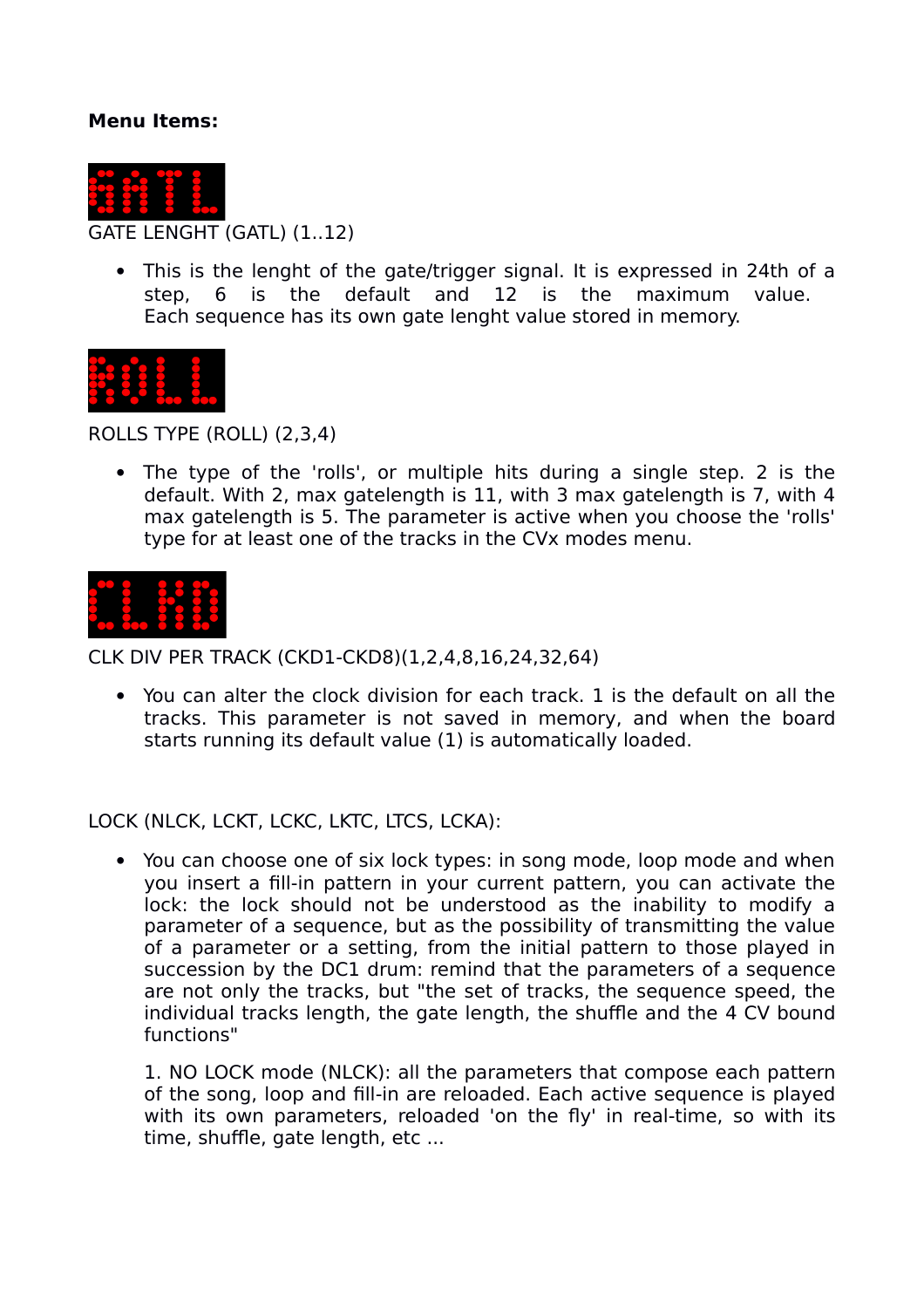**Menu Items:**

GATE LENGHT (GATL) (1..12)

- This is the lenght of the gate/trigger signal. It is expressed in 24th of a step, 6 is the default and 12 is the maximum value. Each sequence has its own gate lenght value stored in memory.

ROLLS TYPE (ROLL) (2,3,4)

- The type of the 'rolls', or multiple hits during a single step. 2 is the default. With 2, max gatelength is 11, with 3 max gatelength is 7, with 4 max gatelength is 5. The parameter is active when you choose the 'rolls' type for at least one of the tracks in the CVx modes menu.

CLK DIV PER TRACK (CKD1-CKD8)(1,2,4,8,16,24,32,64)

- You can alter the clock division for each track. 1 is the default on all the tracks. This parameter is not saved in memory, and when the board starts running its default value (1) is automatically loaded.

LOCK (NLCK, LCKT, LCKC, LKTC, LTCS, LCKA):

- You can choose one of six lock types: in song mode, loop mode and when you insert a fill-in pattern in your current pattern, you can activate the lock: the lock should not be understood as the inability to modify a parameter of a sequence, but as the possibility of transmitting the value of a parameter or a setting, from the initial pattern to those played in succession by the DC1 drum: remind that the parameters of a sequence are not only the tracks, but "the set of tracks, the sequence speed, the individual tracks length, the gate length, the shuffle and the 4 CV bound functions"

  1. NO LOCK mode (NLCK): all the parameters that compose each pattern of the song, loop and fill-in are reloaded. Each active sequence is played with its own parameters, reloaded 'on the fly' in real-time, so with its time, shuffle, gate length, etc ...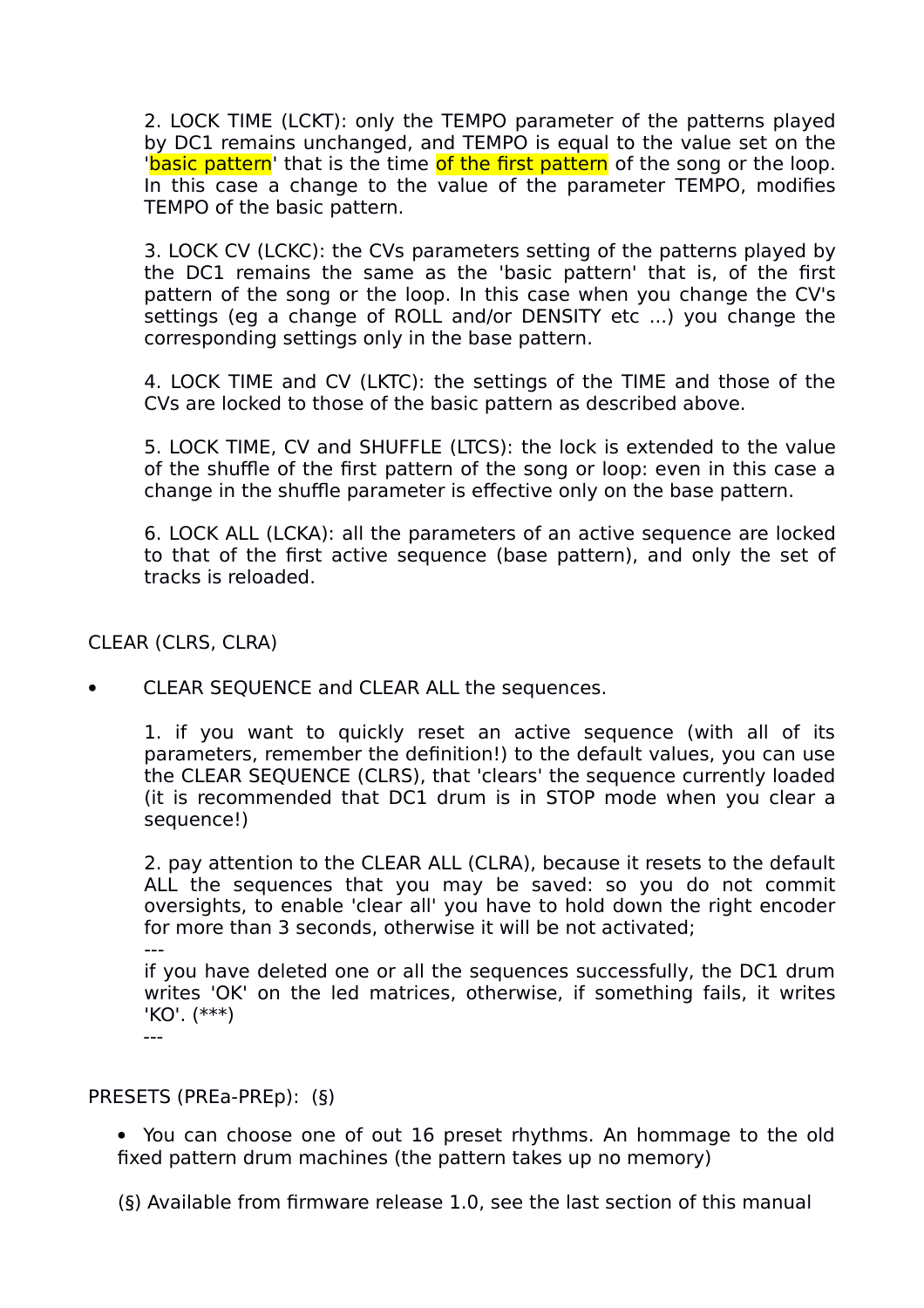2. LOCK TIME (LCKT): only the TEMPO parameter of the patterns played by DC1 remains unchanged, and TEMPO is equal to the value set on the 'basic pattern' that is the time of the first pattern of the song or the loop. In this case a change to the value of the parameter TEMPO, modifies TEMPO of the basic pattern.

3. LOCK CV (LCKC): the CVs parameters setting of the patterns played by the DC1 remains the same as the 'basic pattern' that is, of the first pattern of the song or the loop. In this case when you change the CV's settings (eg a change of ROLL and/or DENSITY etc ...) you change the corresponding settings only in the base pattern.

4. LOCK TIME and CV (LKTC): the settings of the TIME and those of the CVs are locked to those of the basic pattern as described above.

5. LOCK TIME, CV and SHUFFLE (LTCS): the lock is extended to the value of the shuffle of the first pattern of the song or loop: even in this case a change in the shuffle parameter is effective only on the base pattern.

6. LOCK ALL (LCKA): all the parameters of an active sequence are locked to that of the first active sequence (base pattern), and only the set of tracks is reloaded.

CLEAR (CLRS, CLRA)

- CLEAR SEQUENCE and CLEAR ALL the sequences.

  1. if you want to quickly reset an active sequence (with all of its parameters, remember the definition!) to the default values, you can use the CLEAR SEQUENCE (CLRS), that 'clears' the sequence currently loaded (it is recommended that DC1 drum is in STOP mode when you clear a sequence!)

  2. pay attention to the CLEAR ALL (CLRA), because it resets to the default ALL the sequences that you may be saved: so you do not commit oversights, to enable 'clear all' you have to hold down the right encoder for more than 3 seconds, otherwise it will be not activated;
  ---
  if you have deleted one or all the sequences successfully, the DC1 drum writes 'OK' on the led matrices, otherwise, if something fails, it writes 'KO'. (***)
  ---

PRESETS (PREa-PREp): (§)

- You can choose one of out 16 preset rhythms. An hommage to the old fixed pattern drum machines (the pattern takes up no memory)

(§) Available from firmware release 1.0, see the last section of this manual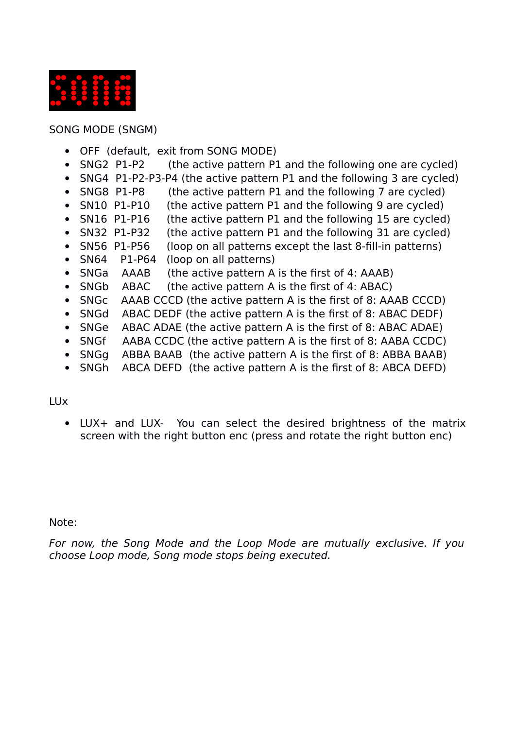SONG MODE (SNGM)

- OFF (default, exit from SONG MODE)
- SNG2 P1-P2 (the active pattern P1 and the following one are cycled)
- SNG4 P1-P2-P3-P4 (the active pattern P1 and the following 3 are cycled)
- SNG8 P1-P8 (the active pattern P1 and the following 7 are cycled)
- SN10 P1-P10 (the active pattern P1 and the following 9 are cycled)
- SN16 P1-P16 (the active pattern P1 and the following 15 are cycled)
- SN32 P1-P32 (the active pattern P1 and the following 31 are cycled)
- SN56 P1-P56 (loop on all patterns except the last 8-fill-in patterns)
- SN64 P1-P64 (loop on all patterns)
- SNGa AAAB (the active pattern A is the first of 4: AAAB)
- SNGb ABAC (the active pattern A is the first of 4: ABAC)
- SNGc AAAB CCCD (the active pattern A is the first of 8: AAAB CCCD)
- SNGd ABAC DEDF (the active pattern A is the first of 8: ABAC DEDF)
- SNGe ABAC ADAE (the active pattern A is the first of 8: ABAC ADAE)
- SNGf AABA CCDC (the active pattern A is the first of 8: AABA CCDC)
- SNGg ABBA BAAB (the active pattern A is the first of 8: ABBA BAAB)
- SNGh ABCA DEFD (the active pattern A is the first of 8: ABCA DEFD)

LUx

- LUX+ and LUX- You can select the desired brightness of the matrix screen with the right button enc (press and rotate the right button enc)

Note:

*For now, the Song Mode and the Loop Mode are mutually exclusive. If you choose Loop mode, Song mode stops being executed.*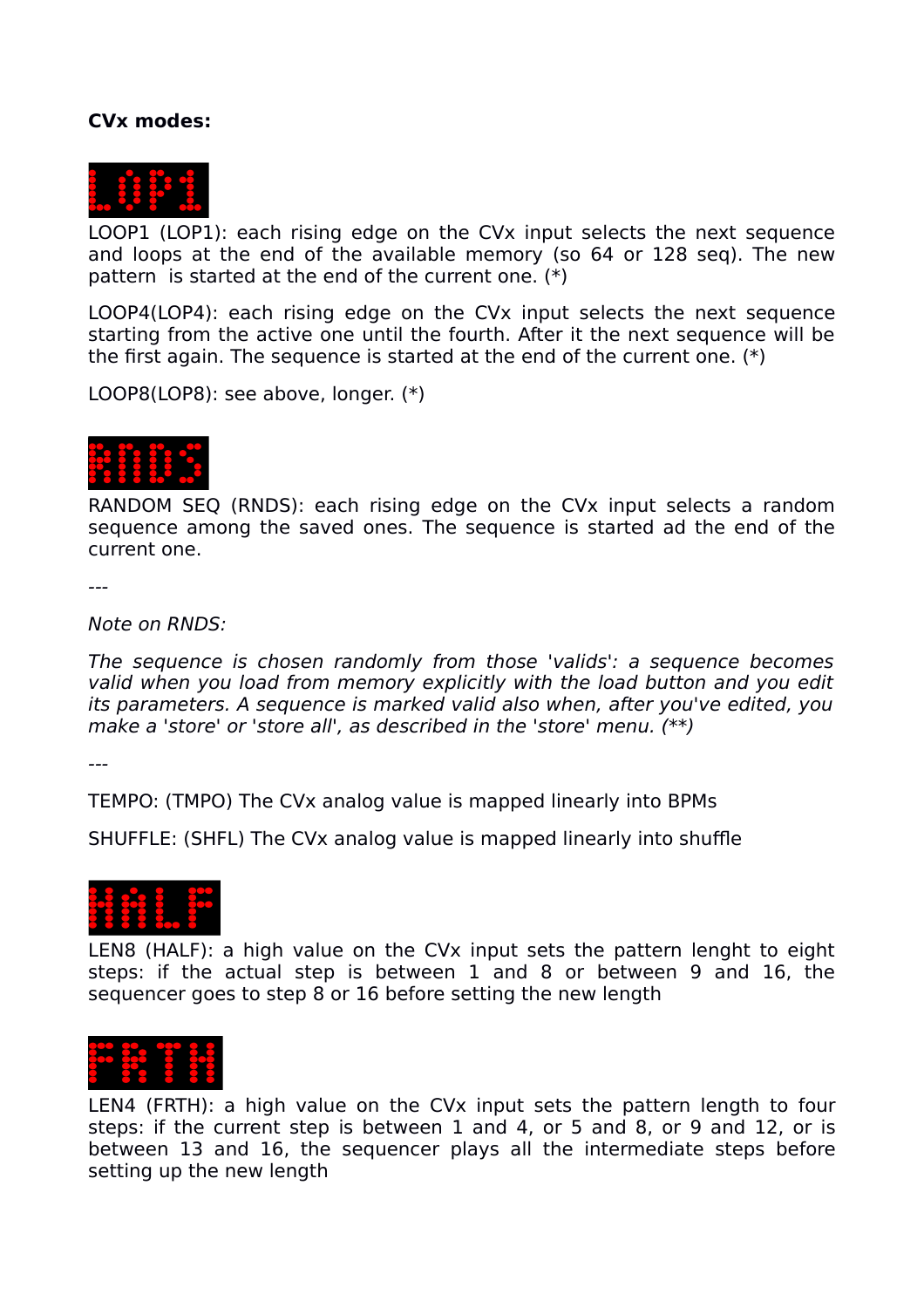**CVx modes:**

LOOP1 (LOP1): each rising edge on the CVx input selects the next sequence and loops at the end of the available memory (so 64 or 128 seq). The new pattern is started at the end of the current one. (*)

LOOP4(LOP4): each rising edge on the CVx input selects the next sequence starting from the active one until the fourth. After it the next sequence will be the first again. The sequence is started at the end of the current one. (*)

LOOP8(LOP8): see above, longer. (*)

RANDOM SEQ (RNDS): each rising edge on the CVx input selects a random sequence among the saved ones. The sequence is started ad the end of the current one.

---

*Note on RNDS:*

*The sequence is chosen randomly from those 'valids': a sequence becomes valid when you load from memory explicitly with the load button and you edit its parameters. A sequence is marked valid also when, after you've edited, you make a 'store' or 'store all', as described in the 'store' menu. (**)*

---

TEMPO: (TMPO) The CVx analog value is mapped linearly into BPMs

SHUFFLE: (SHFL) The CVx analog value is mapped linearly into shuffle

LEN8 (HALF): a high value on the CVx input sets the pattern lenght to eight steps: if the actual step is between 1 and 8 or between 9 and 16, the sequencer goes to step 8 or 16 before setting the new length

LEN4 (FRTH): a high value on the CVx input sets the pattern length to four steps: if the current step is between 1 and 4, or 5 and 8, or 9 and 12, or is between 13 and 16, the sequencer plays all the intermediate steps before setting up the new length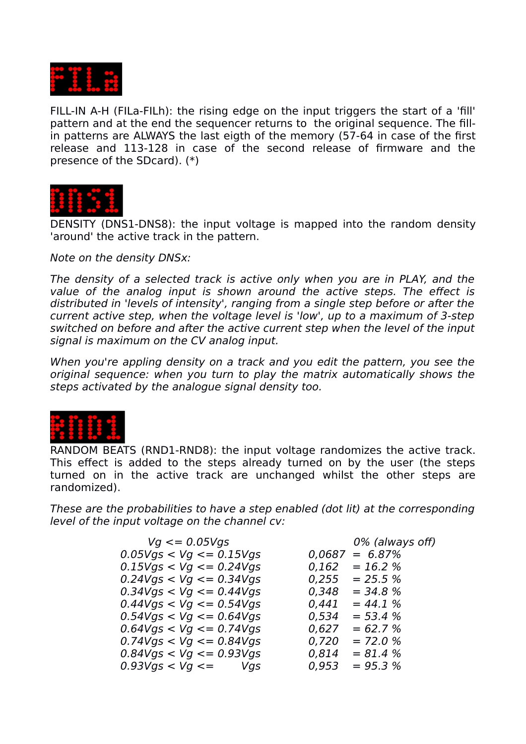FILL-IN A-H (FILa-FILh): the rising edge on the input triggers the start of a 'fill' pattern and at the end the sequencer returns to the original sequence. The fill-in patterns are ALWAYS the last eigth of the memory (57-64 in case of the first release and 113-128 in case of the second release of firmware and the presence of the SDcard). (*)

DENSITY (DNS1-DNS8): the input voltage is mapped into the random density 'around' the active track in the pattern.

*Note on the density DNSx:*

*The density of a selected track is active only when you are in PLAY, and the value of the analog input is shown around the active steps. The effect is distributed in 'levels of intensity', ranging from a single step before or after the current active step, when the voltage level is 'low', up to a maximum of 3-step switched on before and after the active current step when the level of the input signal is maximum on the CV analog input.*

*When you're appling density on a track and you edit the pattern, you see the original sequence: when you turn to play the matrix automatically shows the steps activated by the analogue signal density too.*

RANDOM BEATS (RND1-RND8): the input voltage randomizes the active track. This effect is added to the steps already turned on by the user (the steps turned on in the active track are unchanged whilst the other steps are randomized).

*These are the probabilities to have a step enabled (dot lit) at the corresponding level of the input voltage on the channel cv:*

| | |
|---|---|
| *Vg <= 0.05Vgs* | *0% (always off)* |
| *0.05Vgs < Vg <= 0.15Vgs* | *0,0687 = 6.87%* |
| *0.15Vgs < Vg <= 0.24Vgs* | *0,162 = 16.2 %* |
| *0.24Vgs < Vg <= 0.34Vgs* | *0,255 = 25.5 %* |
| *0.34Vgs < Vg <= 0.44Vgs* | *0,348 = 34.8 %* |
| *0.44Vgs < Vg <= 0.54Vgs* | *0,441 = 44.1 %* |
| *0.54Vgs < Vg <= 0.64Vgs* | *0,534 = 53.4 %* |
| *0.64Vgs < Vg <= 0.74Vgs* | *0,627 = 62.7 %* |
| *0.74Vgs < Vg <= 0.84Vgs* | *0,720 = 72.0 %* |
| *0.84Vgs < Vg <= 0.93Vgs* | *0,814 = 81.4 %* |
| *0.93Vgs < Vg <= Vgs* | *0,953 = 95.3 %* |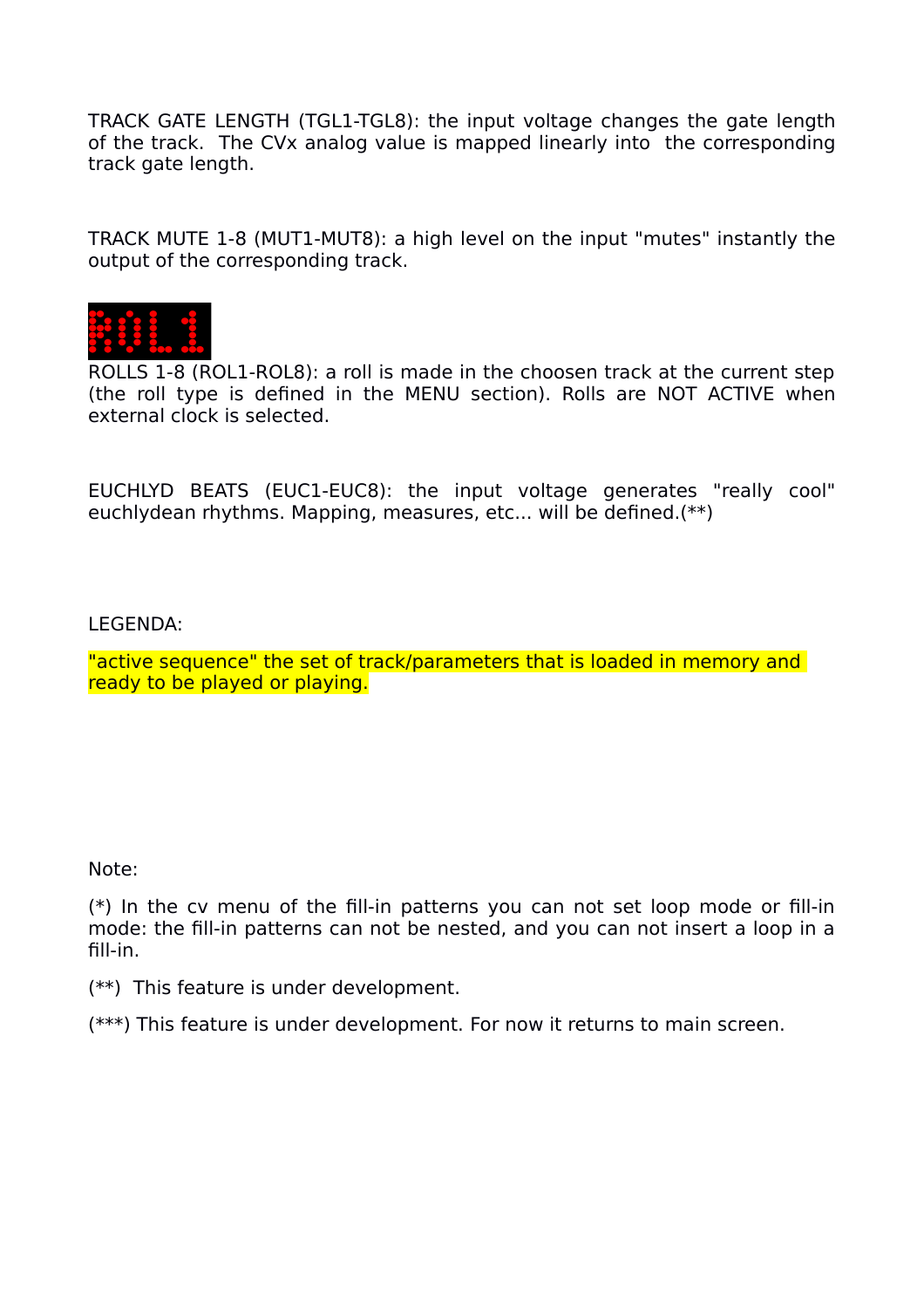TRACK GATE LENGTH (TGL1-TGL8): the input voltage changes the gate length of the track.  The CVx analog value is mapped linearly into  the corresponding track gate length.

TRACK MUTE 1-8 (MUT1-MUT8): a high level on the input "mutes" instantly the output of the corresponding track.

ROLLS 1-8 (ROL1-ROL8): a roll is made in the choosen track at the current step (the roll type is defined in the MENU section). Rolls are NOT ACTIVE when external clock is selected.

EUCHLYD BEATS (EUC1-EUC8): the input voltage generates "really cool" euchlydean rhythms. Mapping, measures, etc... will be defined.(**)

LEGENDA:

"active sequence" the set of track/parameters that is loaded in memory and ready to be played or playing.

Note:

(*) In the cv menu of the fill-in patterns you can not set loop mode or fill-in mode: the fill-in patterns can not be nested, and you can not insert a loop in a fill-in.

(**)  This feature is under development.

(***) This feature is under development. For now it returns to main screen.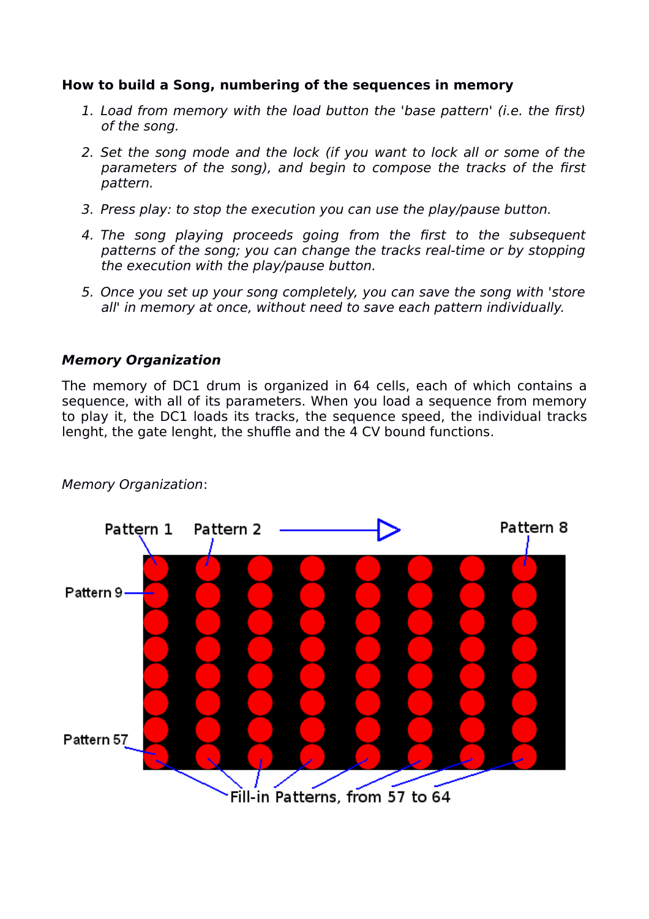**How to build a Song, numbering of the sequences in memory**

1. *Load from memory with the load button the 'base pattern' (i.e. the first) of the song.*
2. *Set the song mode and the lock (if you want to lock all or some of the parameters of the song), and begin to compose the tracks of the first pattern.*
3. *Press play: to stop the execution you can use the play/pause button.*
4. *The song playing proceeds going from the first to the subsequent patterns of the song; you can change the tracks real-time or by stopping the execution with the play/pause button.*
5. *Once you set up your song completely, you can save the song with 'store all' in memory at once, without need to save each pattern individually.*

***Memory Organization***

The memory of DC1 drum is organized in 64 cells, each of which contains a sequence, with all of its parameters. When you load a sequence from memory to play it, the DC1 loads its tracks, the sequence speed, the individual tracks lenght, the gate lenght, the shuffle and the 4 CV bound functions.

*Memory Organization*:

Pattern 1 Pattern 2 Pattern 8

Pattern 9

Pattern 57

Fill-in Patterns, from 57 to 64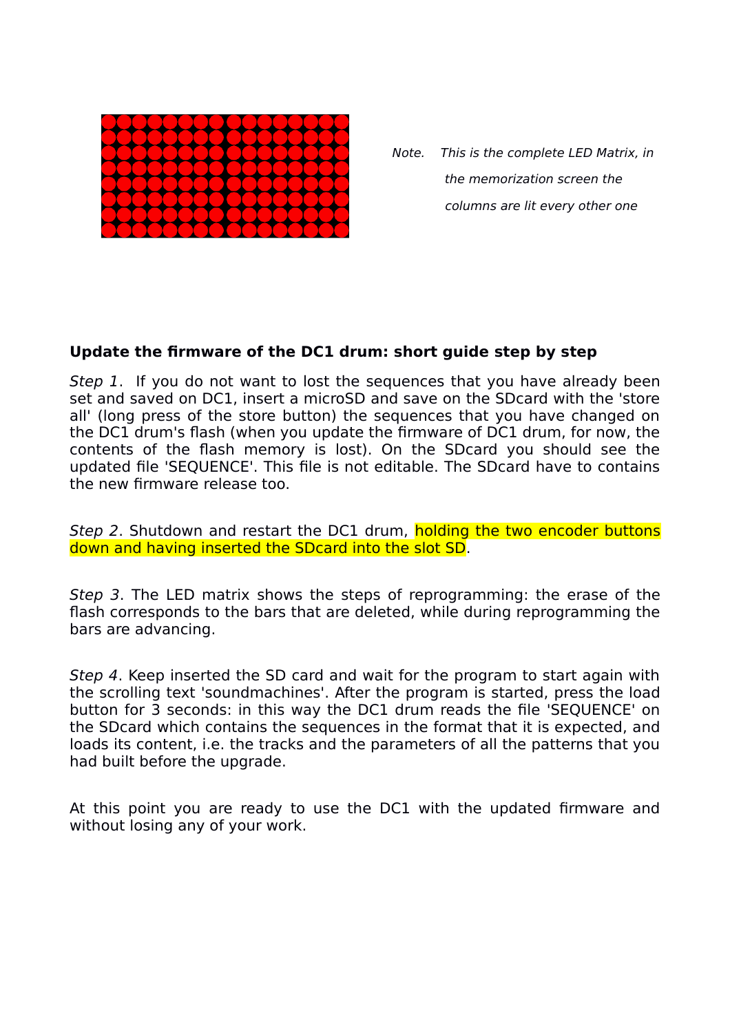*Note. This is the complete LED Matrix, in the memorization screen the columns are lit every other one*

**Update the firmware of the DC1 drum: short guide step by step**

*Step 1*. If you do not want to lost the sequences that you have already been set and saved on DC1, insert a microSD and save on the SDcard with the 'store all' (long press of the store button) the sequences that you have changed on the DC1 drum's flash (when you update the firmware of DC1 drum, for now, the contents of the flash memory is lost). On the SDcard you should see the updated file 'SEQUENCE'. This file is not editable. The SDcard have to contains the new firmware release too.

*Step 2*. Shutdown and restart the DC1 drum, holding the two encoder buttons down and having inserted the SDcard into the slot SD.

*Step 3*. The LED matrix shows the steps of reprogramming: the erase of the flash corresponds to the bars that are deleted, while during reprogramming the bars are advancing.

*Step 4*. Keep inserted the SD card and wait for the program to start again with the scrolling text 'soundmachines'. After the program is started, press the load button for 3 seconds: in this way the DC1 drum reads the file 'SEQUENCE' on the SDcard which contains the sequences in the format that it is expected, and loads its content, i.e. the tracks and the parameters of all the patterns that you had built before the upgrade.

At this point you are ready to use the DC1 with the updated firmware and without losing any of your work.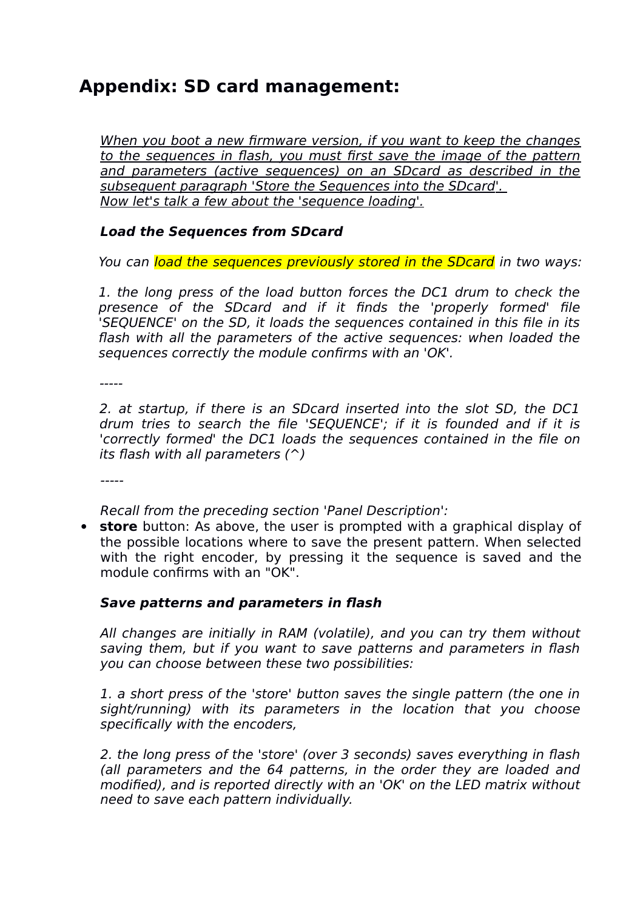## Appendix: SD card management:

*When you boot a new firmware version, if you want to keep the changes to the sequences in flash, you must first save the image of the pattern and parameters (active sequences) on an SDcard as described in the subsequent paragraph 'Store the Sequences into the SDcard'.*
*Now let's talk a few about the 'sequence loading'.*

***Load the Sequences from SDcard***

*You can load the sequences previously stored in the SDcard in two ways:*

*1. the long press of the load button forces the DC1 drum to check the presence of the SDcard and if it finds the 'properly formed' file 'SEQUENCE' on the SD, it loads the sequences contained in this file in its flash with all the parameters of the active sequences: when loaded the sequences correctly the module confirms with an 'OK'.*

*-----*

*2. at startup, if there is an SDcard inserted into the slot SD, the DC1 drum tries to search the file 'SEQUENCE'; if it is founded and if it is 'correctly formed' the DC1 loads the sequences contained in the file on its flash with all parameters (^)*

*-----*

*Recall from the preceding section 'Panel Description':*

- **store** button: As above, the user is prompted with a graphical display of the possible locations where to save the present pattern. When selected with the right encoder, by pressing it the sequence is saved and the module confirms with an "OK".

***Save patterns and parameters in flash***

*All changes are initially in RAM (volatile), and you can try them without saving them, but if you want to save patterns and parameters in flash you can choose between these two possibilities:*

*1. a short press of the 'store' button saves the single pattern (the one in sight/running) with its parameters in the location that you choose specifically with the encoders,*

*2. the long press of the 'store' (over 3 seconds) saves everything in flash (all parameters and the 64 patterns, in the order they are loaded and modified), and is reported directly with an 'OK' on the LED matrix without need to save each pattern individually.*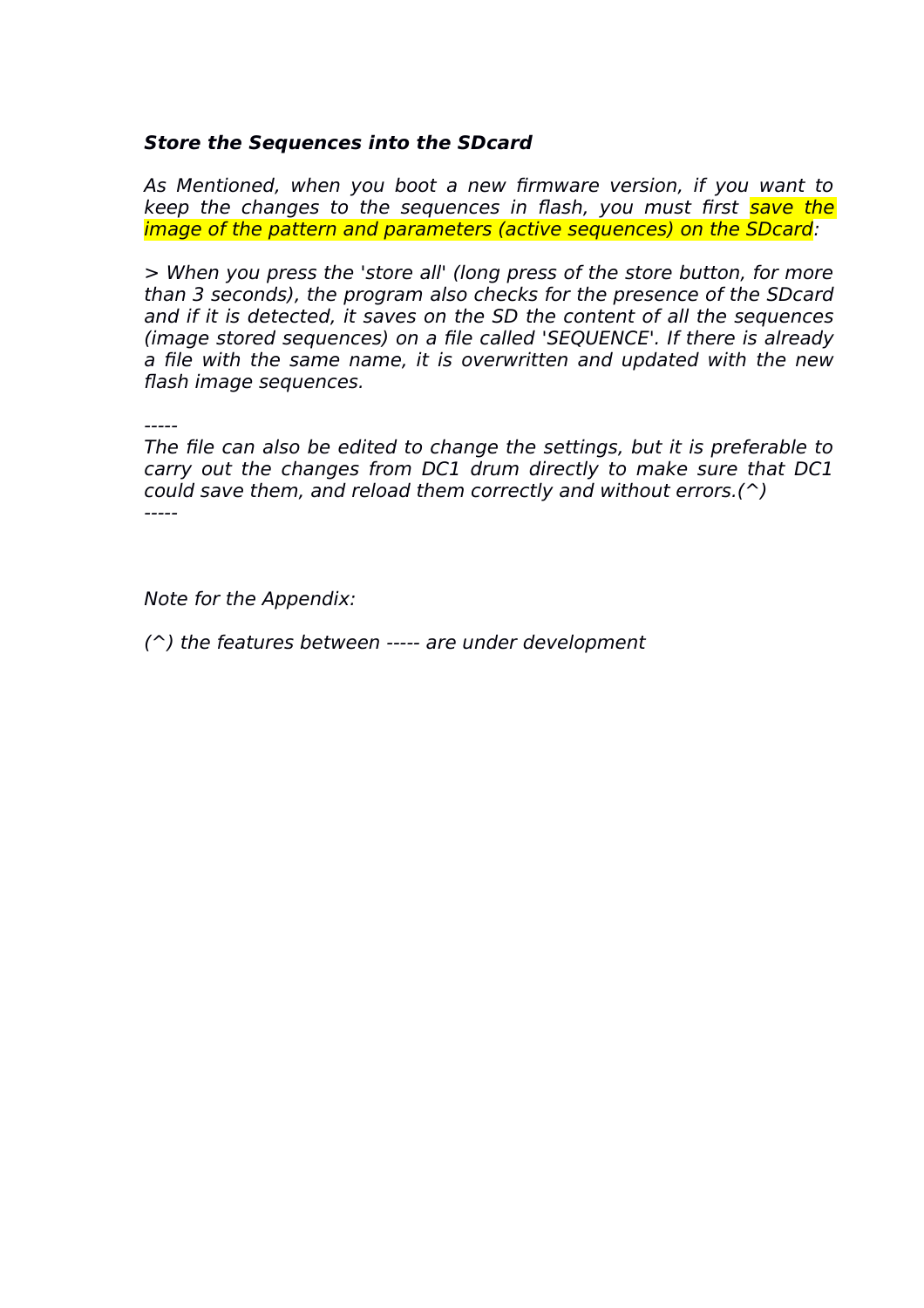***Store the Sequences into the SDcard***

*As Mentioned, when you boot a new firmware version, if you want to keep the changes to the sequences in flash, you must first save the image of the pattern and parameters (active sequences) on the SDcard:*

*> When you press the 'store all' (long press of the store button, for more than 3 seconds), the program also checks for the presence of the SDcard and if it is detected, it saves on the SD the content of all the sequences (image stored sequences) on a file called 'SEQUENCE'. If there is already a file with the same name, it is overwritten and updated with the new flash image sequences.*

*-----*
*The file can also be edited to change the settings, but it is preferable to carry out the changes from DC1 drum directly to make sure that DC1 could save them, and reload them correctly and without errors.(^)*
*-----*

*Note for the Appendix:*

*(^) the features between ----- are under development*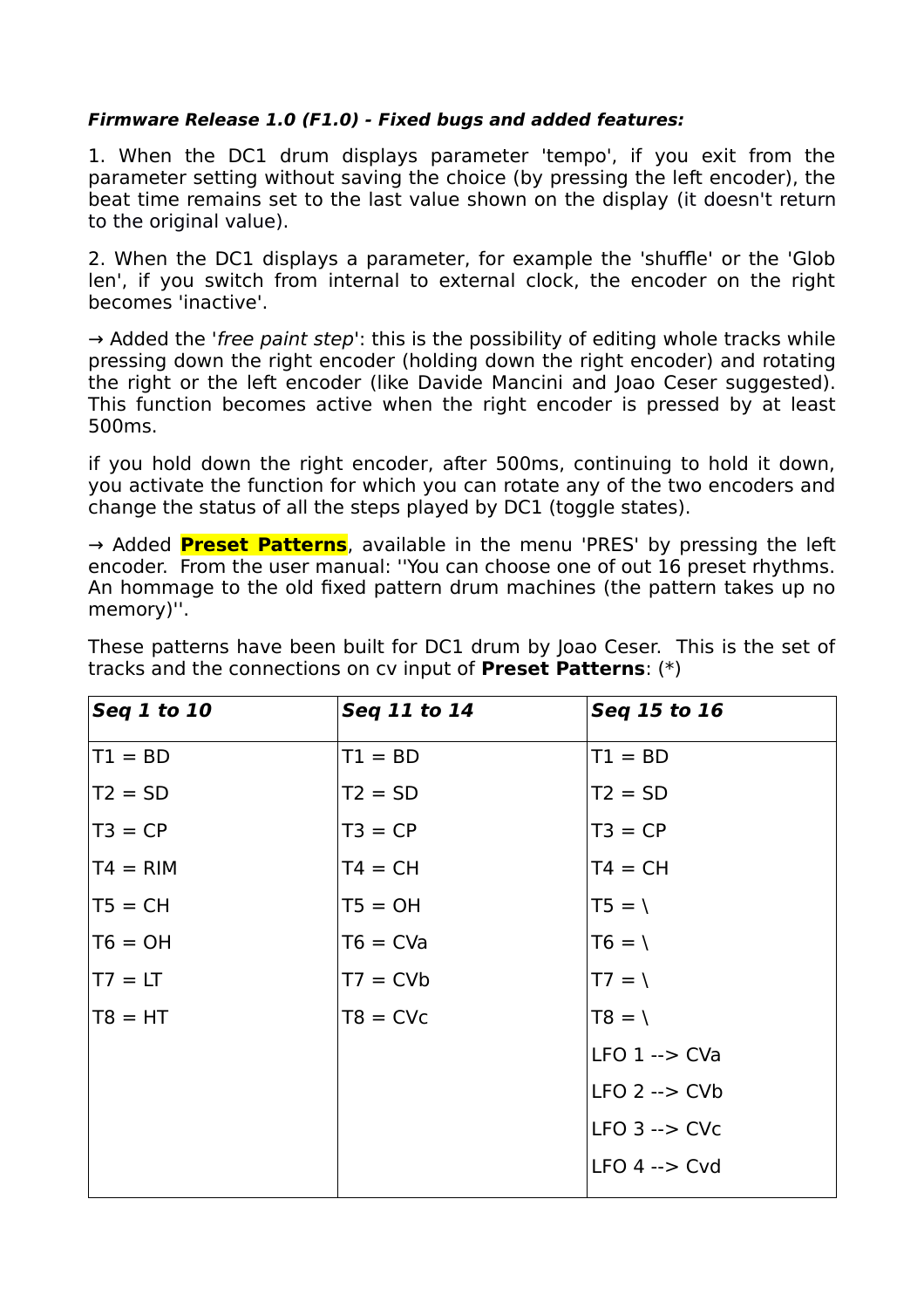***Firmware Release 1.0 (F1.0) - Fixed bugs and added features:***

1. When the DC1 drum displays parameter 'tempo', if you exit from the parameter setting without saving the choice (by pressing the left encoder), the beat time remains set to the last value shown on the display (it doesn't return to the original value).

2. When the DC1 displays a parameter, for example the 'shuffle' or the 'Glob len', if you switch from internal to external clock, the encoder on the right becomes 'inactive'.

→ Added the '*free paint step*': this is the possibility of editing whole tracks while pressing down the right encoder (holding down the right encoder) and rotating the right or the left encoder (like Davide Mancini and Joao Ceser suggested). This function becomes active when the right encoder is pressed by at least 500ms.

if you hold down the right encoder, after 500ms, continuing to hold it down, you activate the function for which you can rotate any of the two encoders and change the status of all the steps played by DC1 (toggle states).

→ Added **Preset Patterns**, available in the menu 'PRES' by pressing the left encoder. From the user manual: ''You can choose one of out 16 preset rhythms. An hommage to the old fixed pattern drum machines (the pattern takes up no memory)''.

These patterns have been built for DC1 drum by Joao Ceser. This is the set of tracks and the connections on cv input of **Preset Patterns**: (*)

| ***Seq 1 to 10*** | ***Seq 11 to 14*** | ***Seq 15 to 16*** |
|---|---|---|
| T1 = BD | T1 = BD | T1 = BD |
| T2 = SD | T2 = SD | T2 = SD |
| T3 = CP | T3 = CP | T3 = CP |
| T4 = RIM | T4 = CH | T4 = CH |
| T5 = CH | T5 = OH | T5 = \ |
| T6 = OH | T6 = CVa | T6 = \ |
| T7 = LT | T7 = CVb | T7 = \ |
| T8 = HT | T8 = CVc | T8 = \ |
| | | LFO 1 --> CVa |
| | | LFO 2 --> CVb |
| | | LFO 3 --> CVc |
| | | LFO 4 --> Cvd |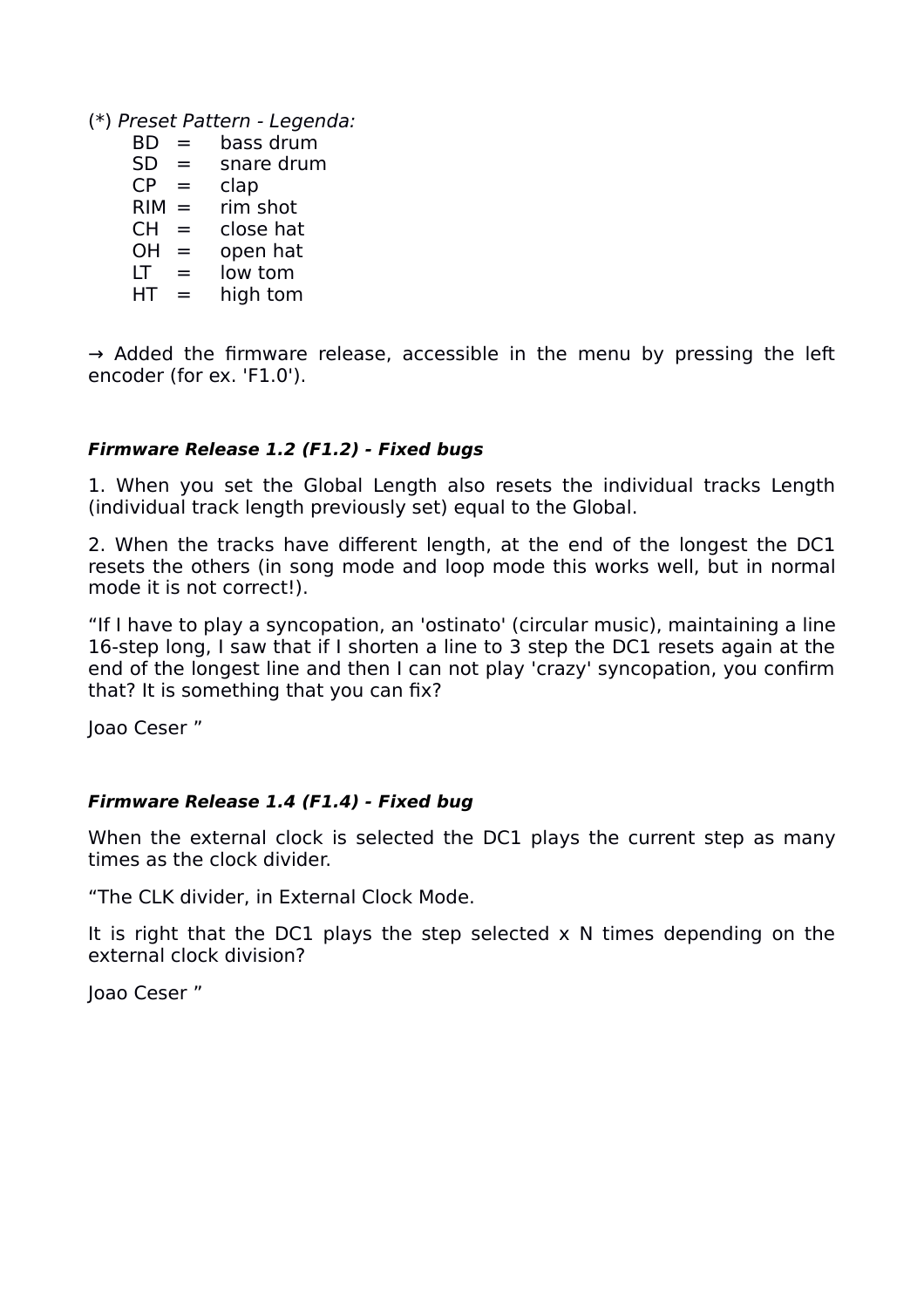(*) *Preset Pattern - Legenda:*

BD = bass drum
SD = snare drum
CP = clap
RIM = rim shot
CH = close hat
OH = open hat
LT = low tom
HT = high tom

→ Added the firmware release, accessible in the menu by pressing the left encoder (for ex. 'F1.0').

***Firmware Release 1.2 (F1.2) - Fixed bugs***

1. When you set the Global Length also resets the individual tracks Length (individual track length previously set) equal to the Global.

2. When the tracks have different length, at the end of the longest the DC1 resets the others (in song mode and loop mode this works well, but in normal mode it is not correct!).

“If I have to play a syncopation, an 'ostinato' (circular music), maintaining a line 16-step long, I saw that if I shorten a line to 3 step the DC1 resets again at the end of the longest line and then I can not play 'crazy' syncopation, you confirm that? It is something that you can fix?

Joao Ceser ”

***Firmware Release 1.4 (F1.4) - Fixed bug***

When the external clock is selected the DC1 plays the current step as many times as the clock divider.

“The CLK divider, in External Clock Mode.

It is right that the DC1 plays the step selected x N times depending on the external clock division?

Joao Ceser ”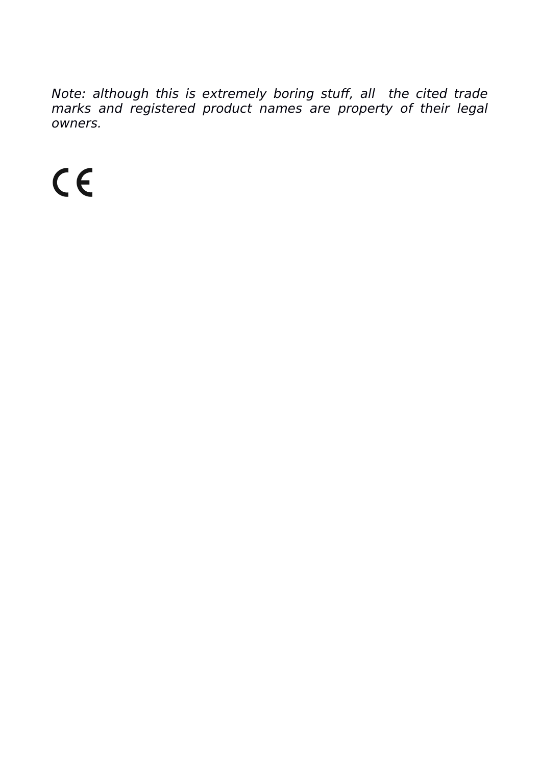*Note: although this is extremely boring stuff, all the cited trade marks and registered product names are property of their legal owners.*

CE